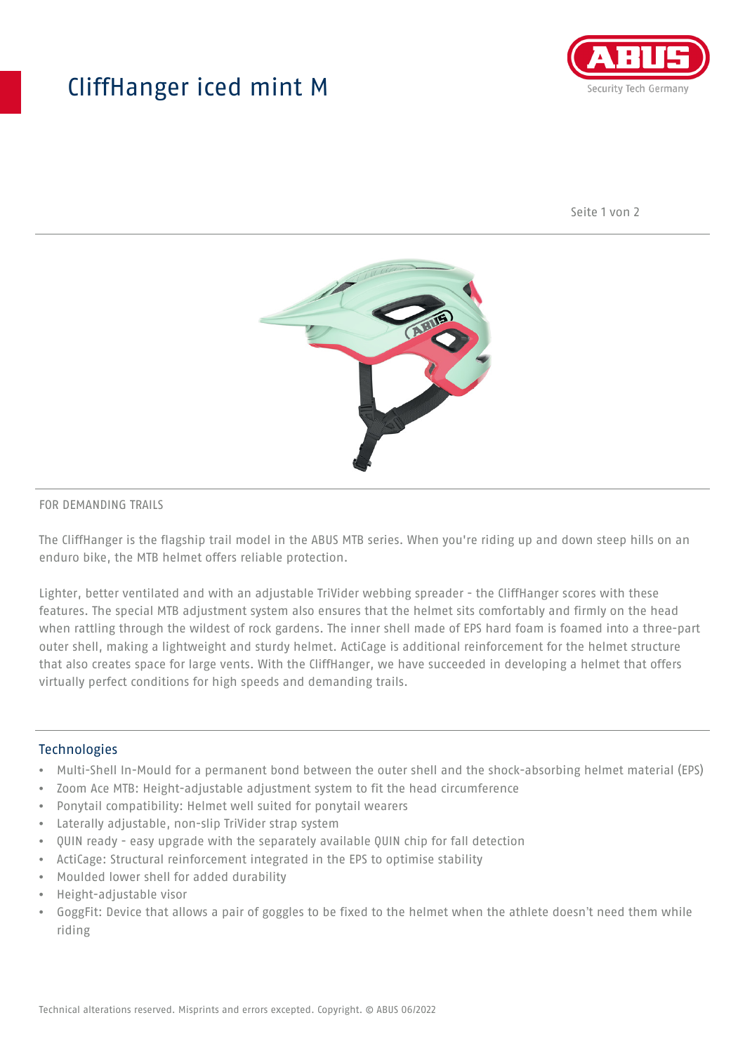# CliffHanger iced mint M

FOR DEMANDING TRAILS

The CliffHanger is the flagship trail model in the ABUS MTB series. When you're riding up and down steep hills on an enduro bike, the MTB helmet offers reliable protection.

Lighter, better ventilated and with an adjustable TriVider webbing spreader - the CliffHanger scores with these features. The special MTB adjustment system also ensures that the helmet sits comfortably and firmly on the head when rattling through the wildest of rock gardens. The inner shell made of EPS hard foam is foamed into a three-part outer shell, making a lightweight and sturdy helmet. ActiCage is additional reinforcement for the helmet structure that also creates space for large vents. With the CliffHanger, we have succeeded in developing a helmet that offers virtually perfect conditions for high speeds and demanding trails.

## Technologies

- Multi-Shell In-Mould for a permanent bond between the outer shell and the shock-absorbing helmet material (EPS)
- Zoom Ace MTB: Height-adjustable adjustment system to fit the head circumference
- Ponytail compatibility: Helmet well suited for ponytail wearers
- Laterally adjustable, non-slip TriVider strap system
- QUIN ready - easy upgrade with the separately available QUIN chip for fall detection
- ActiCage: Structural reinforcement integrated in the EPS to optimise stability
- Moulded lower shell for added durability
- Height-adjustable visor
- GoggFit: Device that allows a pair of goggles to be fixed to the helmet when the athlete doesn't need them while riding

Technical alterations reserved. Misprints and errors excepted. Copyright. © ABUS 06/2022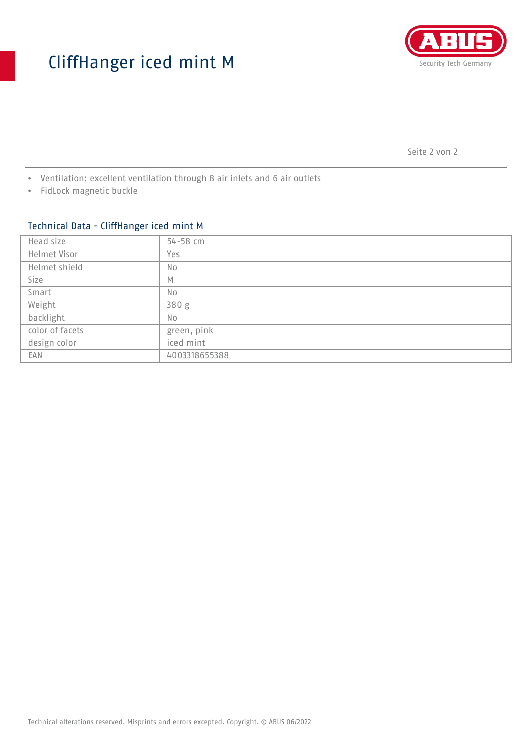# CliffHanger iced mint M

- Ventilation: excellent ventilation through 8 air inlets and 6 air outlets
- FidLock magnetic buckle

## Technical Data - CliffHanger iced mint M

| | |
|---|---|
| Head size | 54-58 cm |
| Helmet Visor | Yes |
| Helmet shield | No |
| Size | M |
| Smart | No |
| Weight | 380 g |
| backlight | No |
| color of facets | green, pink |
| design color | iced mint |
| EAN | 4003318655388 |

Technical alterations reserved. Misprints and errors excepted. Copyright. © ABUS 06/2022